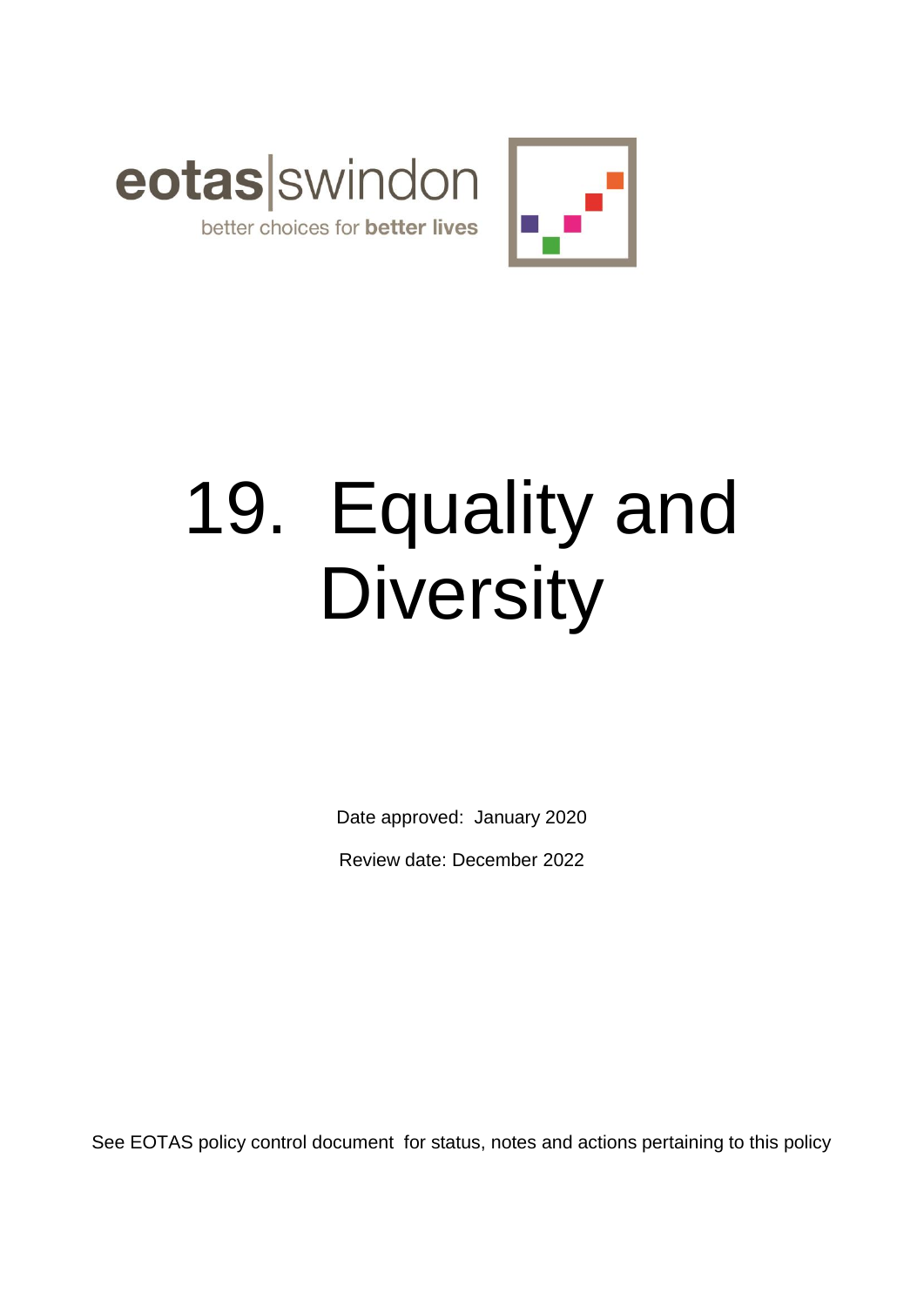eotas|swindon

better choices for **better lives**

# 19. Equality and Diversity

Date approved: January 2020

Review date: December 2022

See EOTAS policy control document for status, notes and actions pertaining to this policy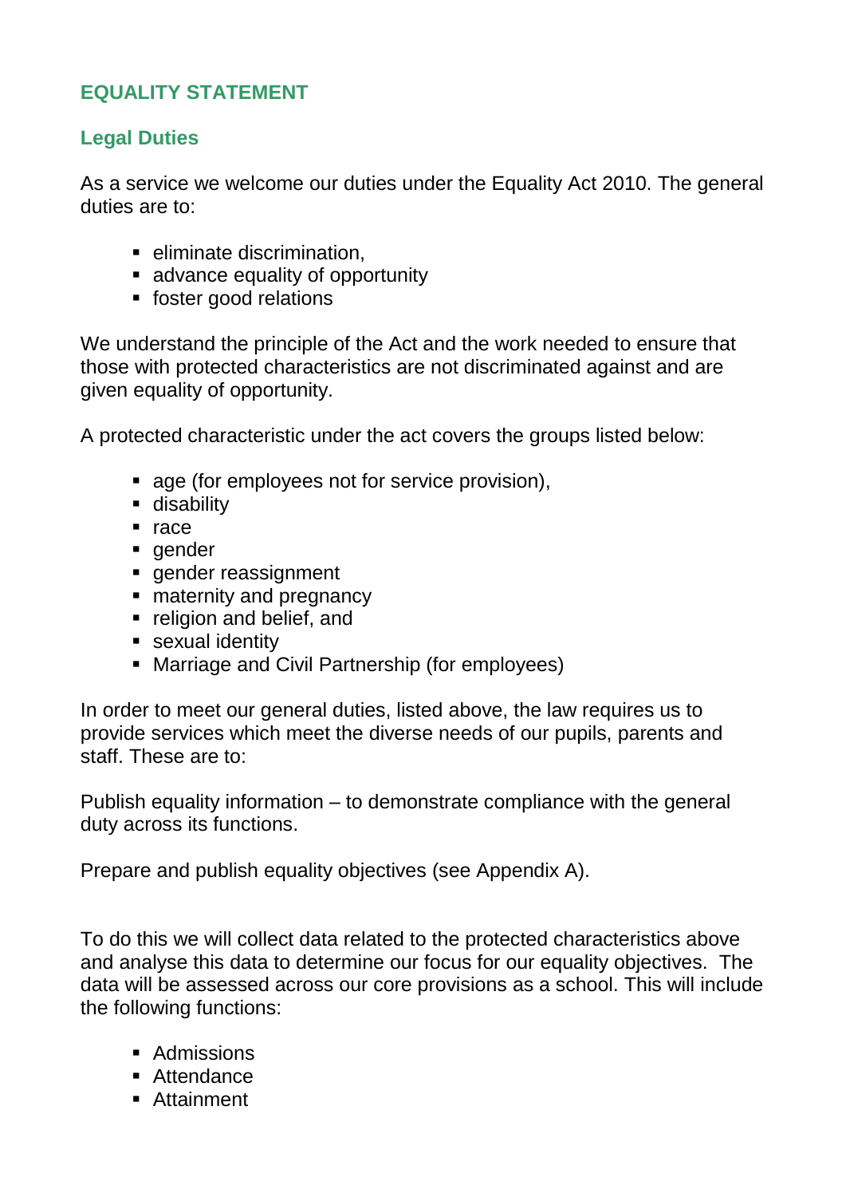## EQUALITY STATEMENT

### Legal Duties

As a service we welcome our duties under the Equality Act 2010. The general duties are to:

- eliminate discrimination,
- advance equality of opportunity
- foster good relations

We understand the principle of the Act and the work needed to ensure that those with protected characteristics are not discriminated against and are given equality of opportunity.

A protected characteristic under the act covers the groups listed below:

- age (for employees not for service provision),
- disability
- race
- gender
- gender reassignment
- maternity and pregnancy
- religion and belief, and
- sexual identity
- Marriage and Civil Partnership (for employees)

In order to meet our general duties, listed above, the law requires us to provide services which meet the diverse needs of our pupils, parents and staff. These are to:

Publish equality information – to demonstrate compliance with the general duty across its functions.

Prepare and publish equality objectives (see Appendix A).

To do this we will collect data related to the protected characteristics above and analyse this data to determine our focus for our equality objectives. The data will be assessed across our core provisions as a school. This will include the following functions:

- Admissions
- Attendance
- Attainment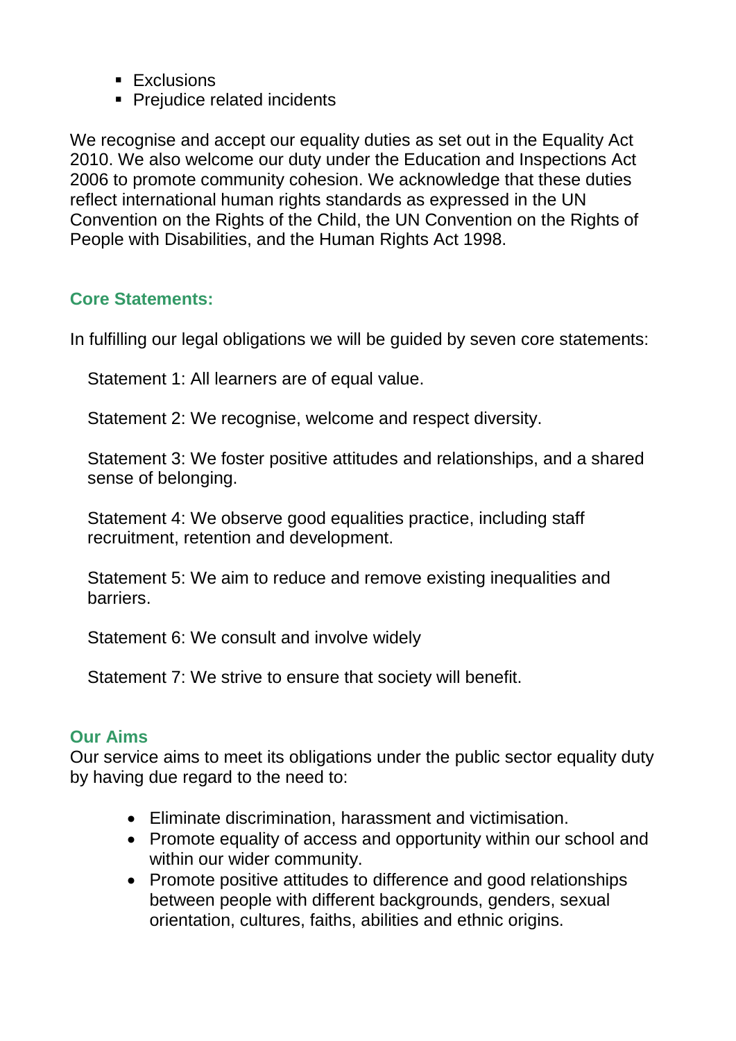- Exclusions
- Prejudice related incidents

We recognise and accept our equality duties as set out in the Equality Act 2010. We also welcome our duty under the Education and Inspections Act 2006 to promote community cohesion. We acknowledge that these duties reflect international human rights standards as expressed in the UN Convention on the Rights of the Child, the UN Convention on the Rights of People with Disabilities, and the Human Rights Act 1998.

### Core Statements:

In fulfilling our legal obligations we will be guided by seven core statements:

Statement 1: All learners are of equal value.

Statement 2: We recognise, welcome and respect diversity.

Statement 3: We foster positive attitudes and relationships, and a shared sense of belonging.

Statement 4: We observe good equalities practice, including staff recruitment, retention and development.

Statement 5: We aim to reduce and remove existing inequalities and barriers.

Statement 6: We consult and involve widely

Statement 7: We strive to ensure that society will benefit.

### Our Aims

Our service aims to meet its obligations under the public sector equality duty by having due regard to the need to:

- Eliminate discrimination, harassment and victimisation.
- Promote equality of access and opportunity within our school and within our wider community.
- Promote positive attitudes to difference and good relationships between people with different backgrounds, genders, sexual orientation, cultures, faiths, abilities and ethnic origins.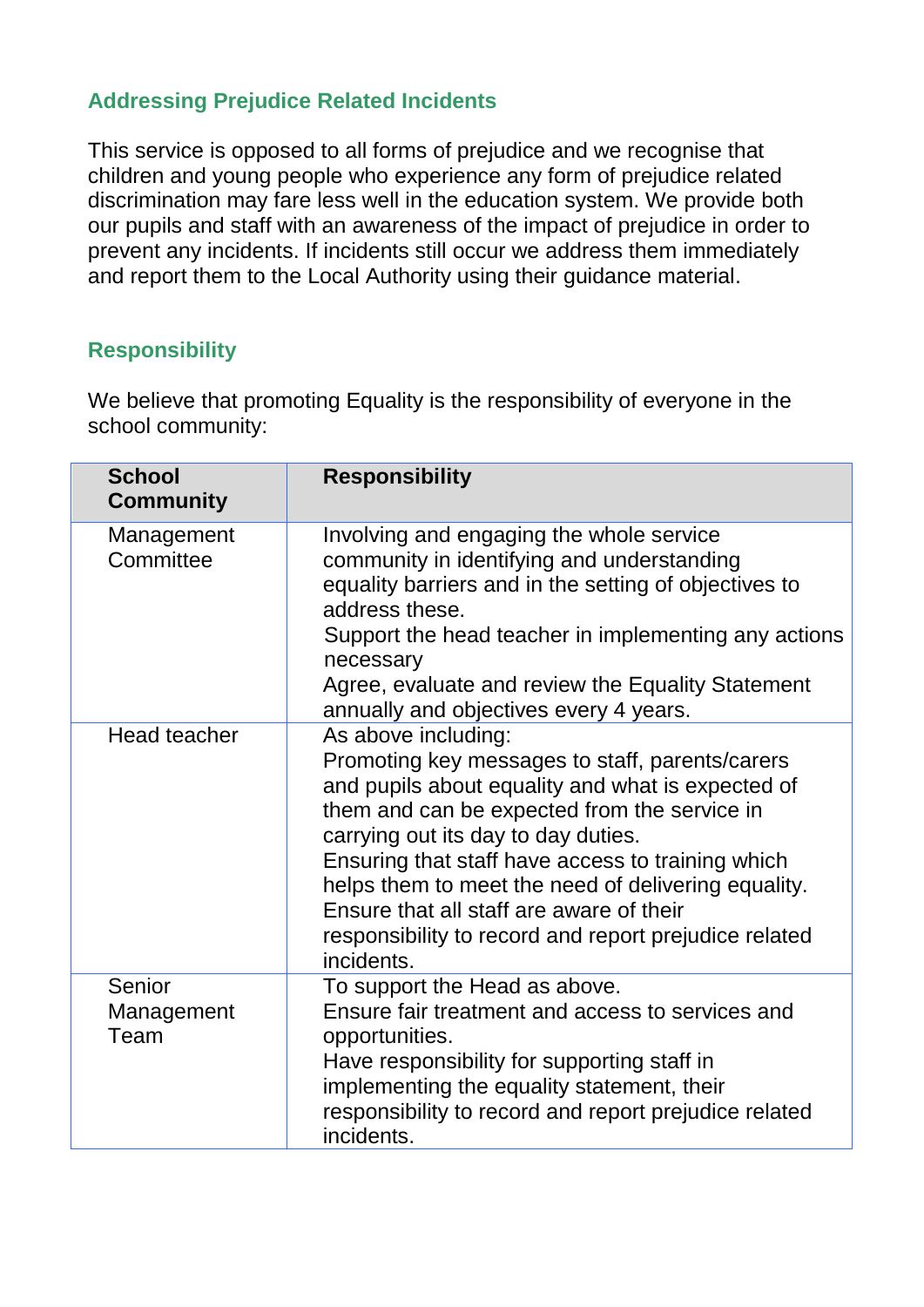## Addressing Prejudice Related Incidents

This service is opposed to all forms of prejudice and we recognise that children and young people who experience any form of prejudice related discrimination may fare less well in the education system. We provide both our pupils and staff with an awareness of the impact of prejudice in order to prevent any incidents. If incidents still occur we address them immediately and report them to the Local Authority using their guidance material.

## Responsibility

We believe that promoting Equality is the responsibility of everyone in the school community:

| School Community | Responsibility |
|---|---|
| Management Committee | Involving and engaging the whole service community in identifying and understanding equality barriers and in the setting of objectives to address these.<br>Support the head teacher in implementing any actions necessary<br>Agree, evaluate and review the Equality Statement annually and objectives every 4 years. |
| Head teacher | As above including:<br>Promoting key messages to staff, parents/carers and pupils about equality and what is expected of them and can be expected from the service in carrying out its day to day duties.<br>Ensuring that staff have access to training which helps them to meet the need of delivering equality.<br>Ensure that all staff are aware of their responsibility to record and report prejudice related incidents. |
| Senior Management Team | To support the Head as above.<br>Ensure fair treatment and access to services and opportunities.<br>Have responsibility for supporting staff in implementing the equality statement, their responsibility to record and report prejudice related incidents. |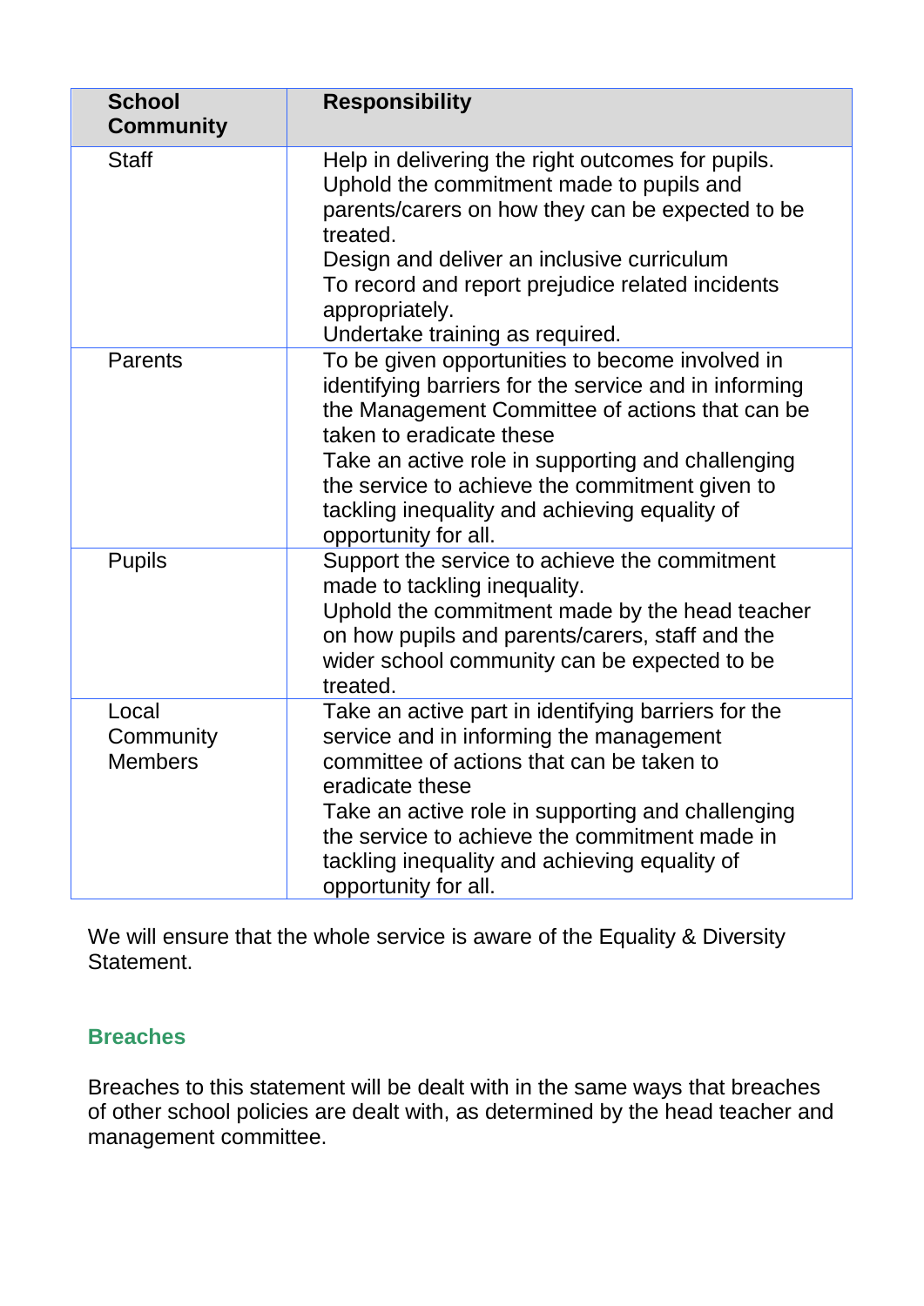| School Community | Responsibility |
|---|---|
| Staff | Help in delivering the right outcomes for pupils. Uphold the commitment made to pupils and parents/carers on how they can be expected to be treated. Design and deliver an inclusive curriculum To record and report prejudice related incidents appropriately. Undertake training as required. |
| Parents | To be given opportunities to become involved in identifying barriers for the service and in informing the Management Committee of actions that can be taken to eradicate these Take an active role in supporting and challenging the service to achieve the commitment given to tackling inequality and achieving equality of opportunity for all. |
| Pupils | Support the service to achieve the commitment made to tackling inequality. Uphold the commitment made by the head teacher on how pupils and parents/carers, staff and the wider school community can be expected to be treated. |
| Local Community Members | Take an active part in identifying barriers for the service and in informing the management committee of actions that can be taken to eradicate these Take an active role in supporting and challenging the service to achieve the commitment made in tackling inequality and achieving equality of opportunity for all. |

We will ensure that the whole service is aware of the Equality & Diversity Statement.

## Breaches

Breaches to this statement will be dealt with in the same ways that breaches of other school policies are dealt with, as determined by the head teacher and management committee.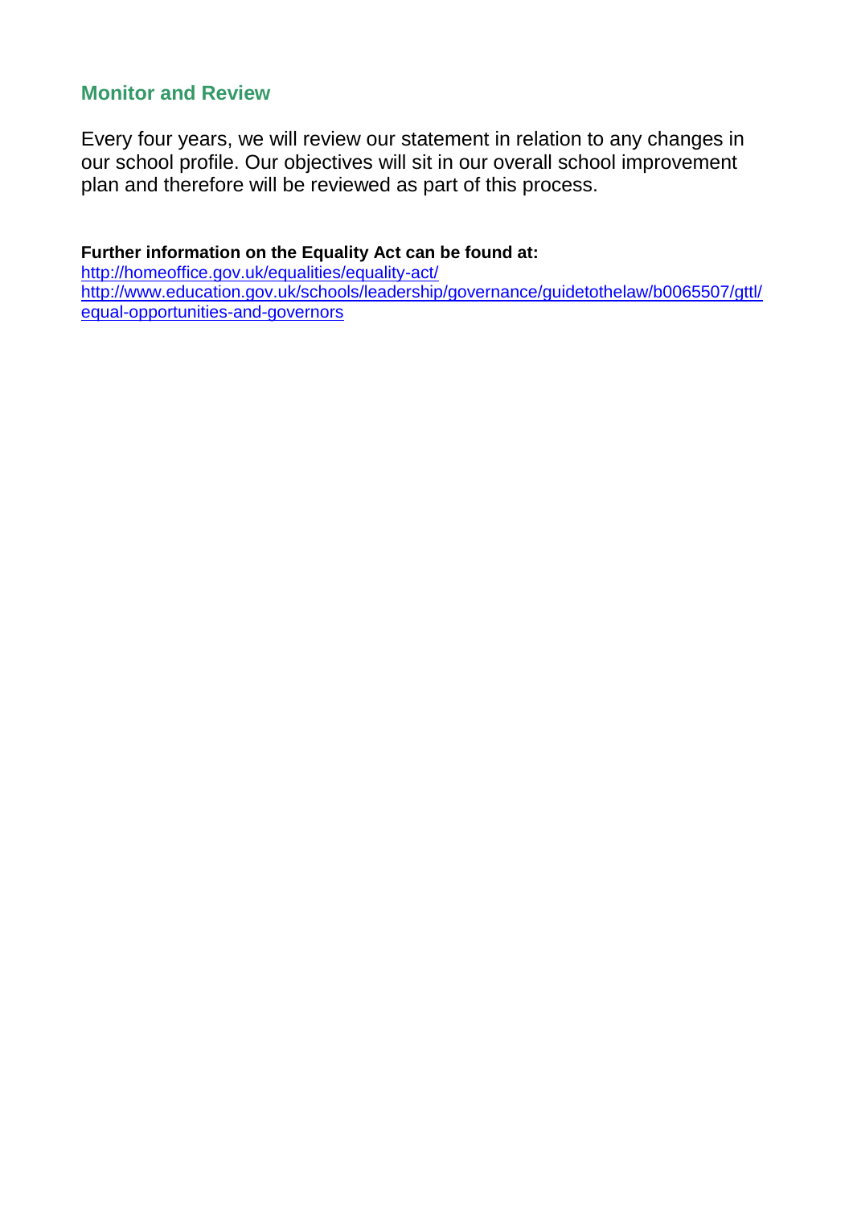## Monitor and Review

Every four years, we will review our statement in relation to any changes in our school profile. Our objectives will sit in our overall school improvement plan and therefore will be reviewed as part of this process.

**Further information on the Equality Act can be found at:**
http://homeoffice.gov.uk/equalities/equality-act/
http://www.education.gov.uk/schools/leadership/governance/guidetothelaw/b0065507/gttl/equal-opportunities-and-governors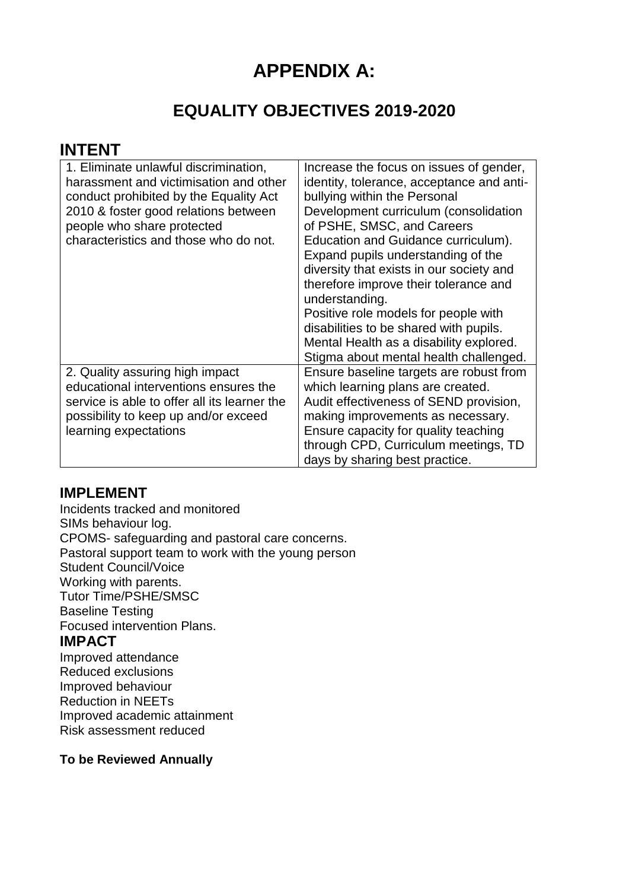# APPENDIX A:

## EQUALITY OBJECTIVES 2019-2020

## INTENT

| | |
|---|---|
| 1. Eliminate unlawful discrimination, harassment and victimisation and other conduct prohibited by the Equality Act 2010 & foster good relations between people who share protected characteristics and those who do not. | Increase the focus on issues of gender, identity, tolerance, acceptance and anti-bullying within the Personal Development curriculum (consolidation of PSHE, SMSC, and Careers Education and Guidance curriculum). Expand pupils understanding of the diversity that exists in our society and therefore improve their tolerance and understanding. Positive role models for people with disabilities to be shared with pupils. Mental Health as a disability explored. Stigma about mental health challenged. |
| 2. Quality assuring high impact educational interventions ensures the service is able to offer all its learner the possibility to keep up and/or exceed learning expectations | Ensure baseline targets are robust from which learning plans are created. Audit effectiveness of SEND provision, making improvements as necessary. Ensure capacity for quality teaching through CPD, Curriculum meetings, TD days by sharing best practice. |

### IMPLEMENT

Incidents tracked and monitored
SIMs behaviour log.
CPOMS- safeguarding and pastoral care concerns.
Pastoral support team to work with the young person
Student Council/Voice
Working with parents.
Tutor Time/PSHE/SMSC
Baseline Testing
Focused intervention Plans.

### IMPACT

Improved attendance
Reduced exclusions
Improved behaviour
Reduction in NEETs
Improved academic attainment
Risk assessment reduced

**To be Reviewed Annually**